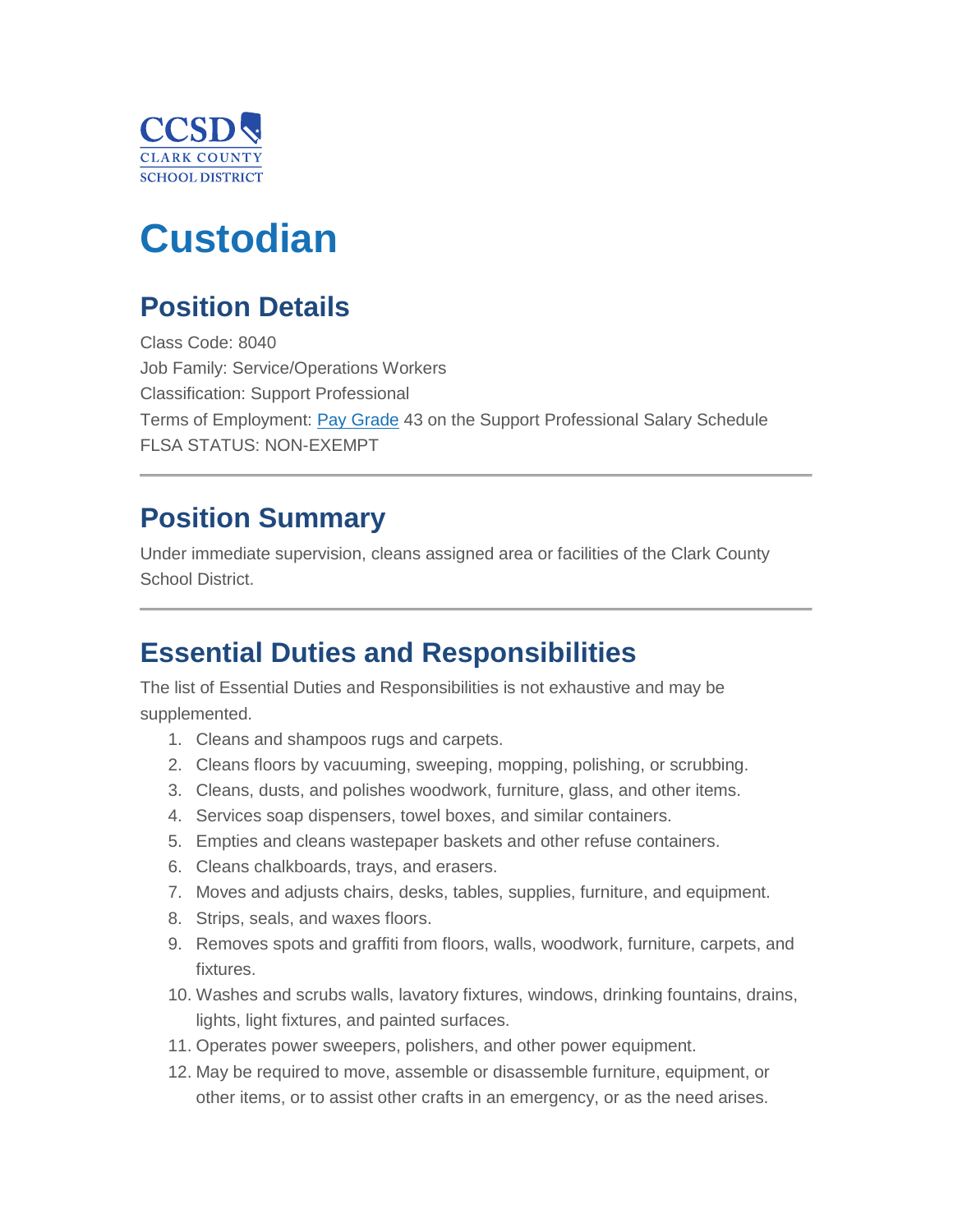CCSD
CLARK COUNTY
SCHOOL DISTRICT

# Custodian

## Position Details

Class Code: 8040
Job Family: Service/Operations Workers
Classification: Support Professional
Terms of Employment: Pay Grade 43 on the Support Professional Salary Schedule
FLSA STATUS: NON-EXEMPT

---

## Position Summary

Under immediate supervision, cleans assigned area or facilities of the Clark County School District.

---

## Essential Duties and Responsibilities

The list of Essential Duties and Responsibilities is not exhaustive and may be supplemented.

1. Cleans and shampoos rugs and carpets.
2. Cleans floors by vacuuming, sweeping, mopping, polishing, or scrubbing.
3. Cleans, dusts, and polishes woodwork, furniture, glass, and other items.
4. Services soap dispensers, towel boxes, and similar containers.
5. Empties and cleans wastepaper baskets and other refuse containers.
6. Cleans chalkboards, trays, and erasers.
7. Moves and adjusts chairs, desks, tables, supplies, furniture, and equipment.
8. Strips, seals, and waxes floors.
9. Removes spots and graffiti from floors, walls, woodwork, furniture, carpets, and fixtures.
10. Washes and scrubs walls, lavatory fixtures, windows, drinking fountains, drains, lights, light fixtures, and painted surfaces.
11. Operates power sweepers, polishers, and other power equipment.
12. May be required to move, assemble or disassemble furniture, equipment, or other items, or to assist other crafts in an emergency, or as the need arises.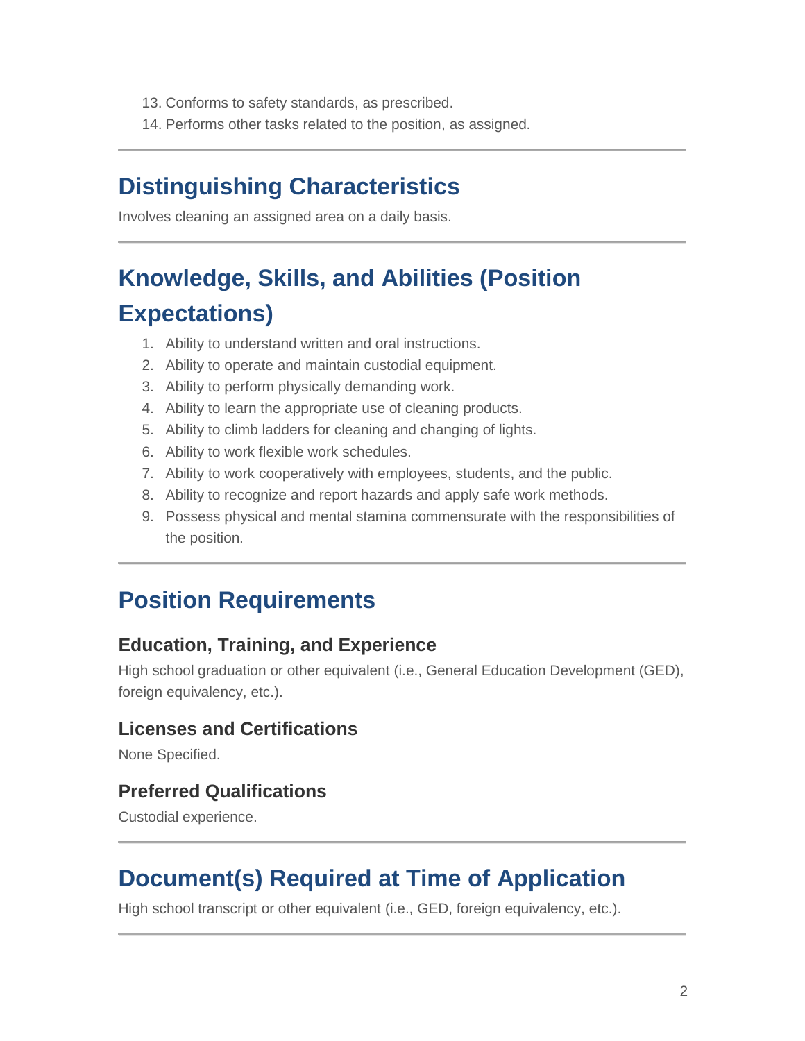13. Conforms to safety standards, as prescribed.
14. Performs other tasks related to the position, as assigned.

---

## Distinguishing Characteristics

Involves cleaning an assigned area on a daily basis.

---

## Knowledge, Skills, and Abilities (Position Expectations)

1. Ability to understand written and oral instructions.
2. Ability to operate and maintain custodial equipment.
3. Ability to perform physically demanding work.
4. Ability to learn the appropriate use of cleaning products.
5. Ability to climb ladders for cleaning and changing of lights.
6. Ability to work flexible work schedules.
7. Ability to work cooperatively with employees, students, and the public.
8. Ability to recognize and report hazards and apply safe work methods.
9. Possess physical and mental stamina commensurate with the responsibilities of the position.

---

## Position Requirements

### Education, Training, and Experience

High school graduation or other equivalent (i.e., General Education Development (GED), foreign equivalency, etc.).

### Licenses and Certifications

None Specified.

### Preferred Qualifications

Custodial experience.

---

## Document(s) Required at Time of Application

High school transcript or other equivalent (i.e., GED, foreign equivalency, etc.).

---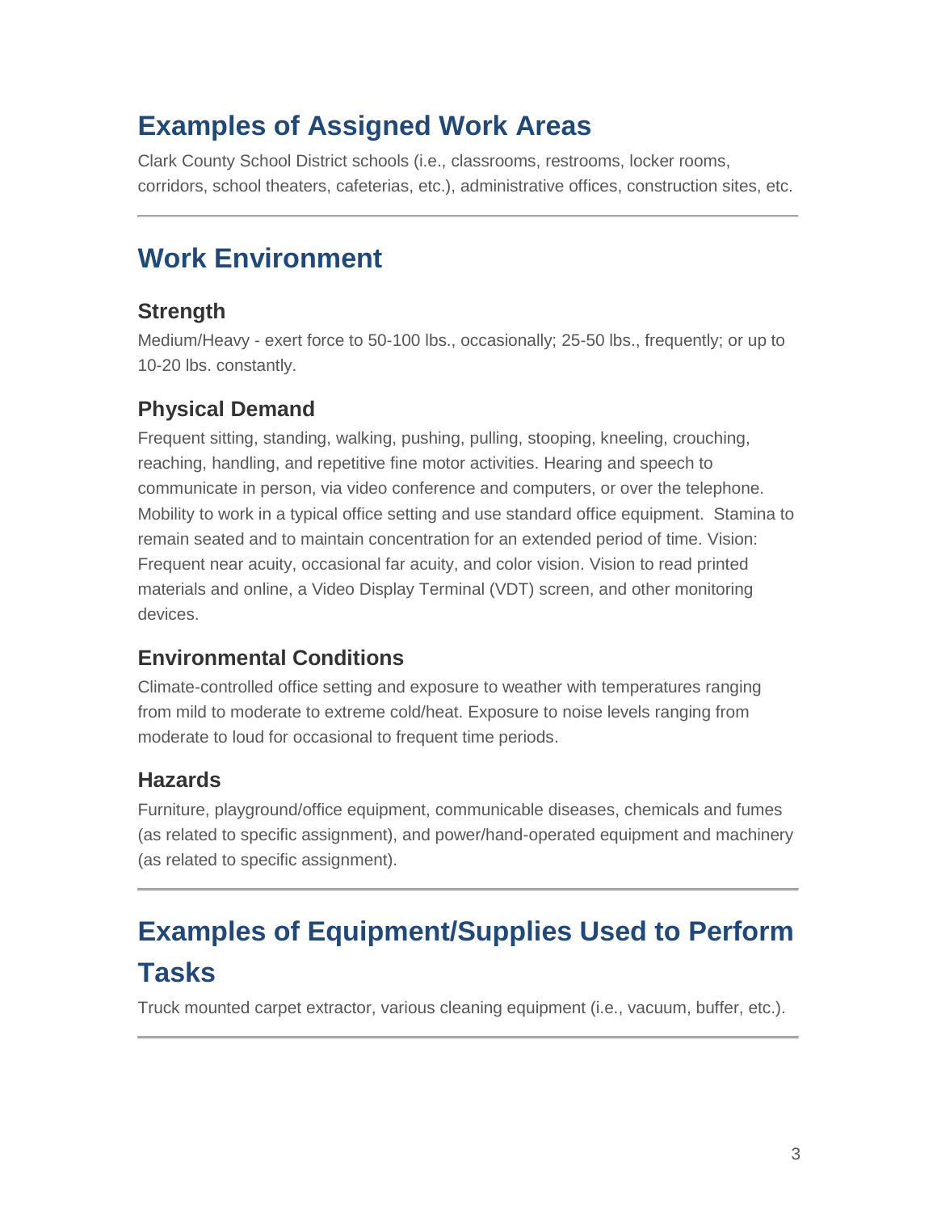## Examples of Assigned Work Areas

Clark County School District schools (i.e., classrooms, restrooms, locker rooms, corridors, school theaters, cafeterias, etc.), administrative offices, construction sites, etc.

---

## Work Environment

### Strength

Medium/Heavy - exert force to 50-100 lbs., occasionally; 25-50 lbs., frequently; or up to 10-20 lbs. constantly.

### Physical Demand

Frequent sitting, standing, walking, pushing, pulling, stooping, kneeling, crouching, reaching, handling, and repetitive fine motor activities. Hearing and speech to communicate in person, via video conference and computers, or over the telephone. Mobility to work in a typical office setting and use standard office equipment.  Stamina to remain seated and to maintain concentration for an extended period of time. Vision: Frequent near acuity, occasional far acuity, and color vision. Vision to read printed materials and online, a Video Display Terminal (VDT) screen, and other monitoring devices.

### Environmental Conditions

Climate-controlled office setting and exposure to weather with temperatures ranging from mild to moderate to extreme cold/heat. Exposure to noise levels ranging from moderate to loud for occasional to frequent time periods.

### Hazards

Furniture, playground/office equipment, communicable diseases, chemicals and fumes (as related to specific assignment), and power/hand-operated equipment and machinery (as related to specific assignment).

---

## Examples of Equipment/Supplies Used to Perform Tasks

Truck mounted carpet extractor, various cleaning equipment (i.e., vacuum, buffer, etc.).

---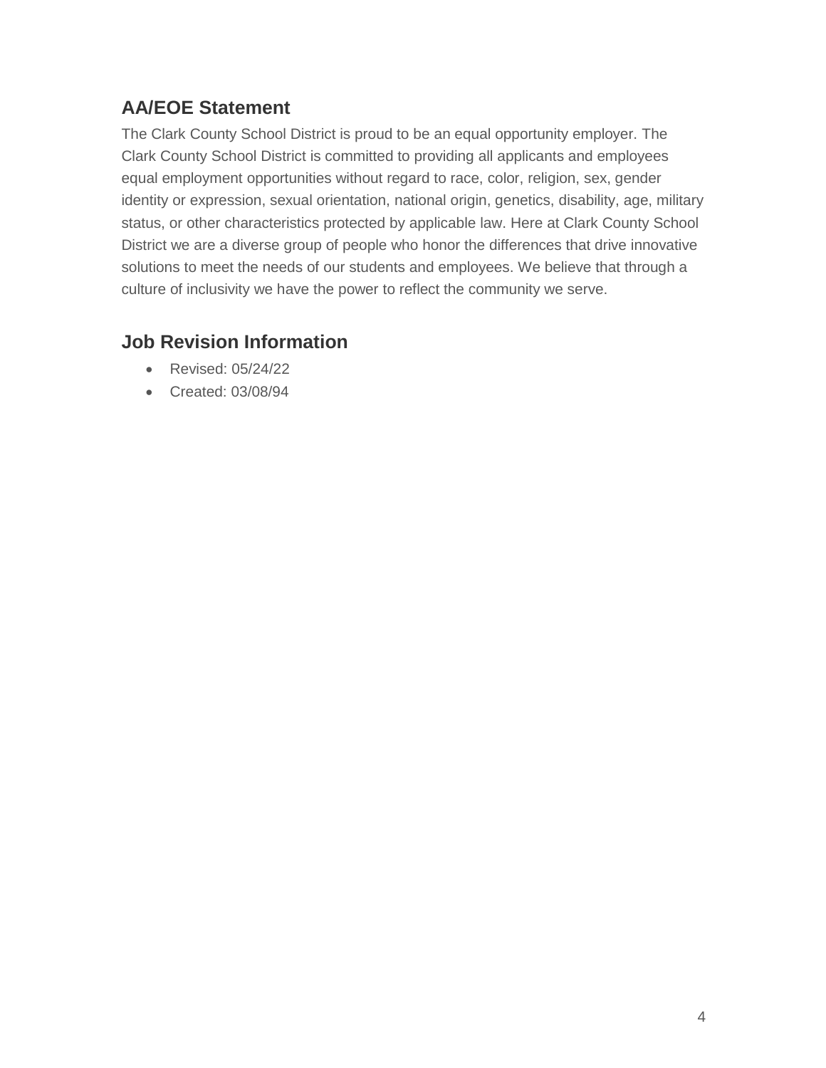## AA/EOE Statement

The Clark County School District is proud to be an equal opportunity employer. The Clark County School District is committed to providing all applicants and employees equal employment opportunities without regard to race, color, religion, sex, gender identity or expression, sexual orientation, national origin, genetics, disability, age, military status, or other characteristics protected by applicable law. Here at Clark County School District we are a diverse group of people who honor the differences that drive innovative solutions to meet the needs of our students and employees. We believe that through a culture of inclusivity we have the power to reflect the community we serve.

## Job Revision Information

- Revised: 05/24/22
- Created: 03/08/94